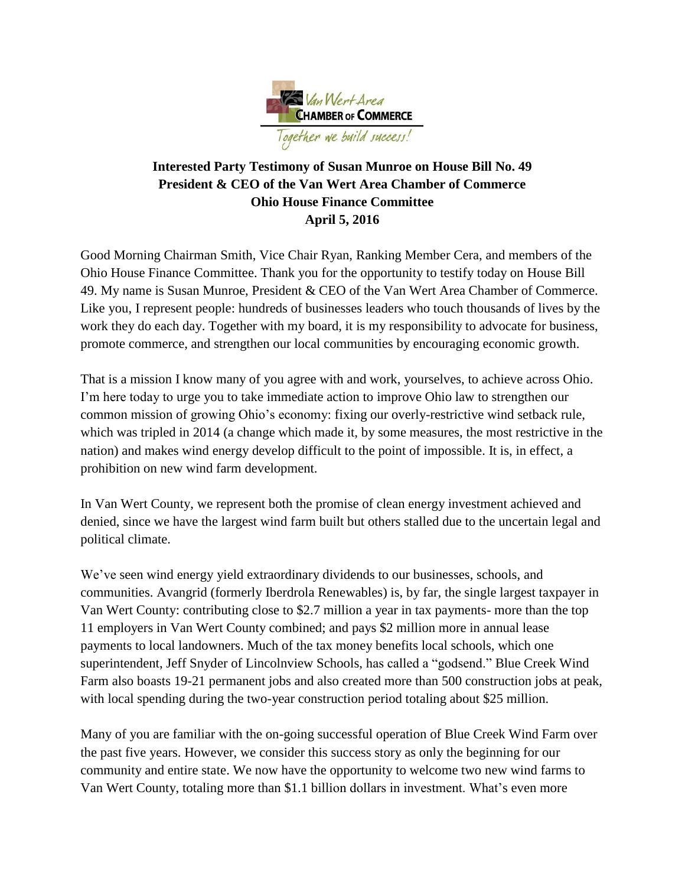Van Wert Area Chamber of Commerce — Together we build success!

**Interested Party Testimony of Susan Munroe on House Bill No. 49**
**President & CEO of the Van Wert Area Chamber of Commerce**
**Ohio House Finance Committee**
**April 5, 2016**

Good Morning Chairman Smith, Vice Chair Ryan, Ranking Member Cera, and members of the Ohio House Finance Committee. Thank you for the opportunity to testify today on House Bill 49. My name is Susan Munroe, President & CEO of the Van Wert Area Chamber of Commerce. Like you, I represent people: hundreds of businesses leaders who touch thousands of lives by the work they do each day. Together with my board, it is my responsibility to advocate for business, promote commerce, and strengthen our local communities by encouraging economic growth.

That is a mission I know many of you agree with and work, yourselves, to achieve across Ohio. I'm here today to urge you to take immediate action to improve Ohio law to strengthen our common mission of growing Ohio's economy: fixing our overly-restrictive wind setback rule, which was tripled in 2014 (a change which made it, by some measures, the most restrictive in the nation) and makes wind energy develop difficult to the point of impossible. It is, in effect, a prohibition on new wind farm development.

In Van Wert County, we represent both the promise of clean energy investment achieved and denied, since we have the largest wind farm built but others stalled due to the uncertain legal and political climate.

We've seen wind energy yield extraordinary dividends to our businesses, schools, and communities. Avangrid (formerly Iberdrola Renewables) is, by far, the single largest taxpayer in Van Wert County: contributing close to $2.7 million a year in tax payments- more than the top 11 employers in Van Wert County combined; and pays $2 million more in annual lease payments to local landowners. Much of the tax money benefits local schools, which one superintendent, Jeff Snyder of Lincolnview Schools, has called a "godsend." Blue Creek Wind Farm also boasts 19-21 permanent jobs and also created more than 500 construction jobs at peak, with local spending during the two-year construction period totaling about $25 million.

Many of you are familiar with the on-going successful operation of Blue Creek Wind Farm over the past five years. However, we consider this success story as only the beginning for our community and entire state. We now have the opportunity to welcome two new wind farms to Van Wert County, totaling more than $1.1 billion dollars in investment. What's even more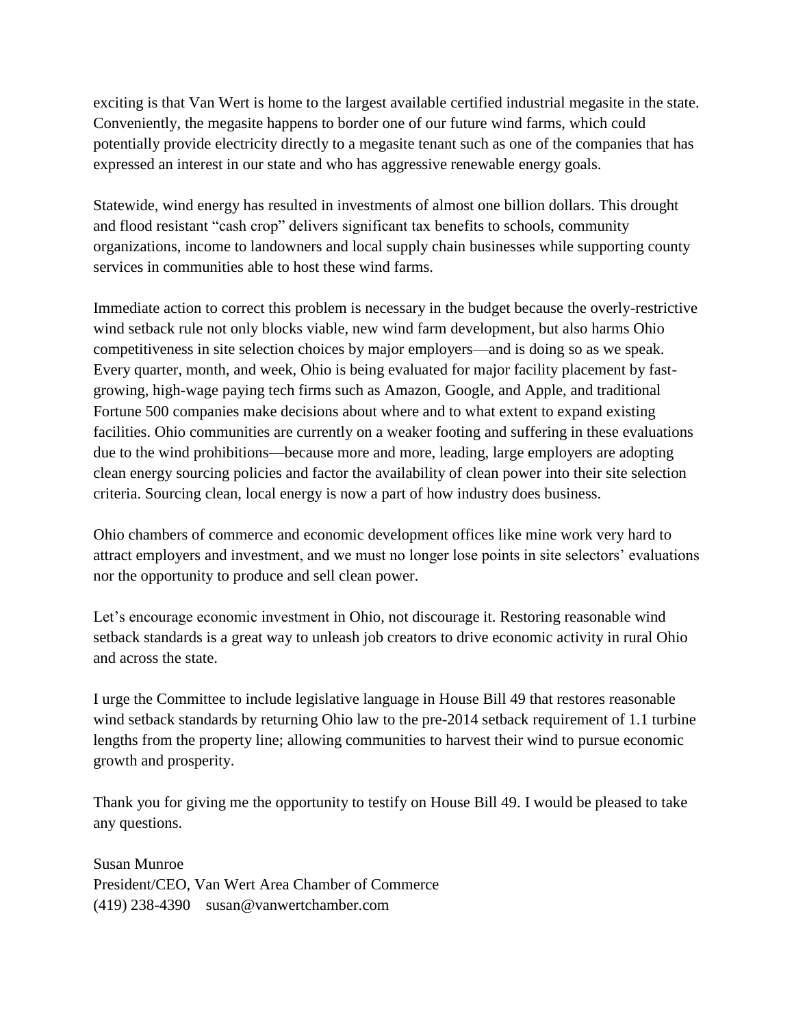exciting is that Van Wert is home to the largest available certified industrial megasite in the state. Conveniently, the megasite happens to border one of our future wind farms, which could potentially provide electricity directly to a megasite tenant such as one of the companies that has expressed an interest in our state and who has aggressive renewable energy goals.

Statewide, wind energy has resulted in investments of almost one billion dollars. This drought and flood resistant "cash crop" delivers significant tax benefits to schools, community organizations, income to landowners and local supply chain businesses while supporting county services in communities able to host these wind farms.

Immediate action to correct this problem is necessary in the budget because the overly-restrictive wind setback rule not only blocks viable, new wind farm development, but also harms Ohio competitiveness in site selection choices by major employers—and is doing so as we speak. Every quarter, month, and week, Ohio is being evaluated for major facility placement by fast-growing, high-wage paying tech firms such as Amazon, Google, and Apple, and traditional Fortune 500 companies make decisions about where and to what extent to expand existing facilities. Ohio communities are currently on a weaker footing and suffering in these evaluations due to the wind prohibitions—because more and more, leading, large employers are adopting clean energy sourcing policies and factor the availability of clean power into their site selection criteria. Sourcing clean, local energy is now a part of how industry does business.

Ohio chambers of commerce and economic development offices like mine work very hard to attract employers and investment, and we must no longer lose points in site selectors' evaluations nor the opportunity to produce and sell clean power.

Let's encourage economic investment in Ohio, not discourage it. Restoring reasonable wind setback standards is a great way to unleash job creators to drive economic activity in rural Ohio and across the state.

I urge the Committee to include legislative language in House Bill 49 that restores reasonable wind setback standards by returning Ohio law to the pre-2014 setback requirement of 1.1 turbine lengths from the property line; allowing communities to harvest their wind to pursue economic growth and prosperity.

Thank you for giving me the opportunity to testify on House Bill 49. I would be pleased to take any questions.

Susan Munroe
President/CEO, Van Wert Area Chamber of Commerce
(419) 238-4390 susan@vanwertchamber.com